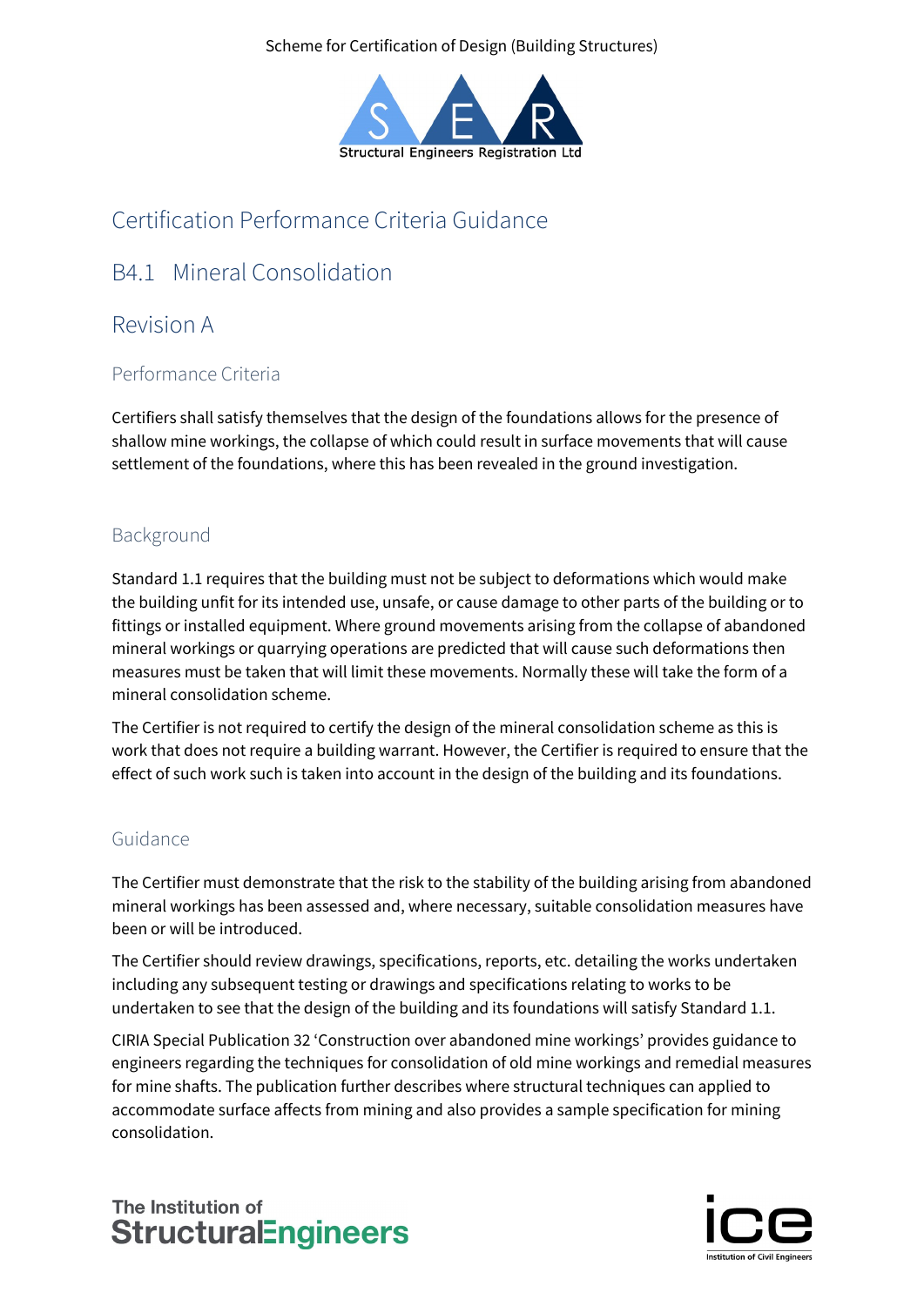Scheme for Certification of Design (Building Structures)

Structural Engineers Registration Ltd

# Certification Performance Criteria Guidance

## B4.1 Mineral Consolidation

## Revision A

### Performance Criteria

Certifiers shall satisfy themselves that the design of the foundations allows for the presence of shallow mine workings, the collapse of which could result in surface movements that will cause settlement of the foundations, where this has been revealed in the ground investigation.

### Background

Standard 1.1 requires that the building must not be subject to deformations which would make the building unfit for its intended use, unsafe, or cause damage to other parts of the building or to fittings or installed equipment. Where ground movements arising from the collapse of abandoned mineral workings or quarrying operations are predicted that will cause such deformations then measures must be taken that will limit these movements. Normally these will take the form of a mineral consolidation scheme.

The Certifier is not required to certify the design of the mineral consolidation scheme as this is work that does not require a building warrant. However, the Certifier is required to ensure that the effect of such work such is taken into account in the design of the building and its foundations.

### Guidance

The Certifier must demonstrate that the risk to the stability of the building arising from abandoned mineral workings has been assessed and, where necessary, suitable consolidation measures have been or will be introduced.

The Certifier should review drawings, specifications, reports, etc. detailing the works undertaken including any subsequent testing or drawings and specifications relating to works to be undertaken to see that the design of the building and its foundations will satisfy Standard 1.1.

CIRIA Special Publication 32 'Construction over abandoned mine workings' provides guidance to engineers regarding the techniques for consolidation of old mine workings and remedial measures for mine shafts. The publication further describes where structural techniques can applied to accommodate surface affects from mining and also provides a sample specification for mining consolidation.

The Institution of StructuralEngineers

ice Institution of Civil Engineers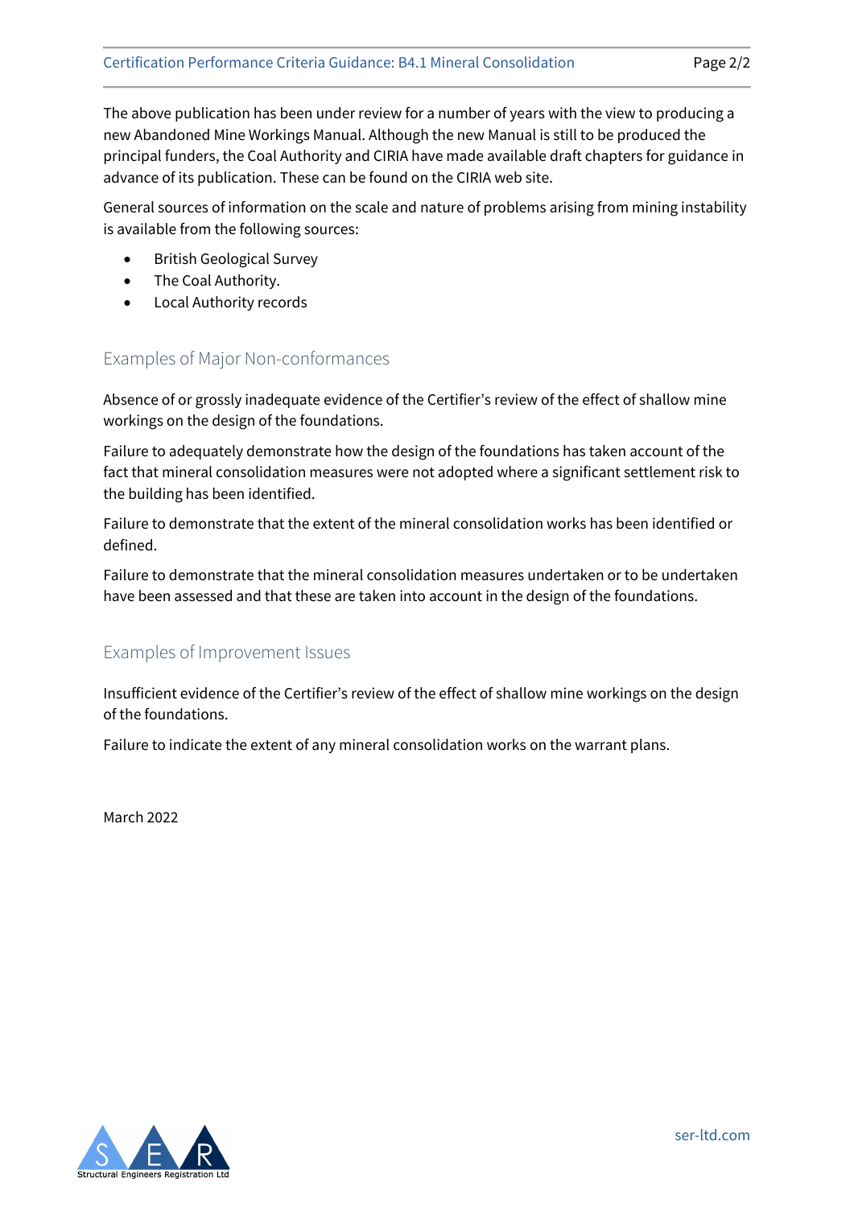The above publication has been under review for a number of years with the view to producing a new Abandoned Mine Workings Manual. Although the new Manual is still to be produced the principal funders, the Coal Authority and CIRIA have made available draft chapters for guidance in advance of its publication. These can be found on the CIRIA web site.

General sources of information on the scale and nature of problems arising from mining instability is available from the following sources:

- British Geological Survey
- The Coal Authority.
- Local Authority records

## Examples of Major Non-conformances

Absence of or grossly inadequate evidence of the Certifier's review of the effect of shallow mine workings on the design of the foundations.

Failure to adequately demonstrate how the design of the foundations has taken account of the fact that mineral consolidation measures were not adopted where a significant settlement risk to the building has been identified.

Failure to demonstrate that the extent of the mineral consolidation works has been identified or defined.

Failure to demonstrate that the mineral consolidation measures undertaken or to be undertaken have been assessed and that these are taken into account in the design of the foundations.

## Examples of Improvement Issues

Insufficient evidence of the Certifier's review of the effect of shallow mine workings on the design of the foundations.

Failure to indicate the extent of any mineral consolidation works on the warrant plans.

March 2022